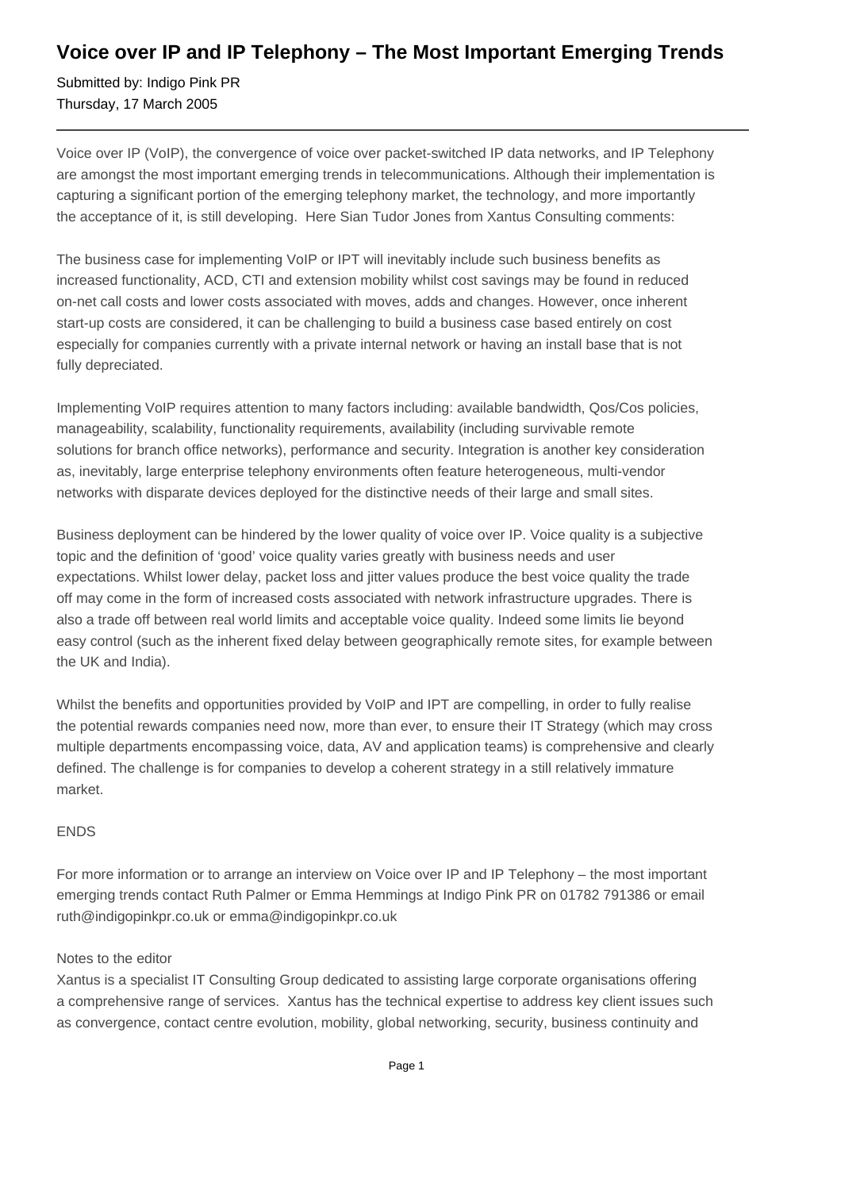# Voice over IP and IP Telephony – The Most Important Emerging Trends

Submitted by: Indigo Pink PR
Thursday, 17 March 2005

---

Voice over IP (VoIP), the convergence of voice over packet-switched IP data networks, and IP Telephony are amongst the most important emerging trends in telecommunications. Although their implementation is capturing a significant portion of the emerging telephony market, the technology, and more importantly the acceptance of it, is still developing. Here Sian Tudor Jones from Xantus Consulting comments:

The business case for implementing VoIP or IPT will inevitably include such business benefits as increased functionality, ACD, CTI and extension mobility whilst cost savings may be found in reduced on-net call costs and lower costs associated with moves, adds and changes. However, once inherent start-up costs are considered, it can be challenging to build a business case based entirely on cost especially for companies currently with a private internal network or having an install base that is not fully depreciated.

Implementing VoIP requires attention to many factors including: available bandwidth, Qos/Cos policies, manageability, scalability, functionality requirements, availability (including survivable remote solutions for branch office networks), performance and security. Integration is another key consideration as, inevitably, large enterprise telephony environments often feature heterogeneous, multi-vendor networks with disparate devices deployed for the distinctive needs of their large and small sites.

Business deployment can be hindered by the lower quality of voice over IP. Voice quality is a subjective topic and the definition of 'good' voice quality varies greatly with business needs and user expectations. Whilst lower delay, packet loss and jitter values produce the best voice quality the trade off may come in the form of increased costs associated with network infrastructure upgrades. There is also a trade off between real world limits and acceptable voice quality. Indeed some limits lie beyond easy control (such as the inherent fixed delay between geographically remote sites, for example between the UK and India).

Whilst the benefits and opportunities provided by VoIP and IPT are compelling, in order to fully realise the potential rewards companies need now, more than ever, to ensure their IT Strategy (which may cross multiple departments encompassing voice, data, AV and application teams) is comprehensive and clearly defined. The challenge is for companies to develop a coherent strategy in a still relatively immature market.

ENDS

For more information or to arrange an interview on Voice over IP and IP Telephony – the most important emerging trends contact Ruth Palmer or Emma Hemmings at Indigo Pink PR on 01782 791386 or email ruth@indigopinkpr.co.uk or emma@indigopinkpr.co.uk

Notes to the editor
Xantus is a specialist IT Consulting Group dedicated to assisting large corporate organisations offering a comprehensive range of services. Xantus has the technical expertise to address key client issues such as convergence, contact centre evolution, mobility, global networking, security, business continuity and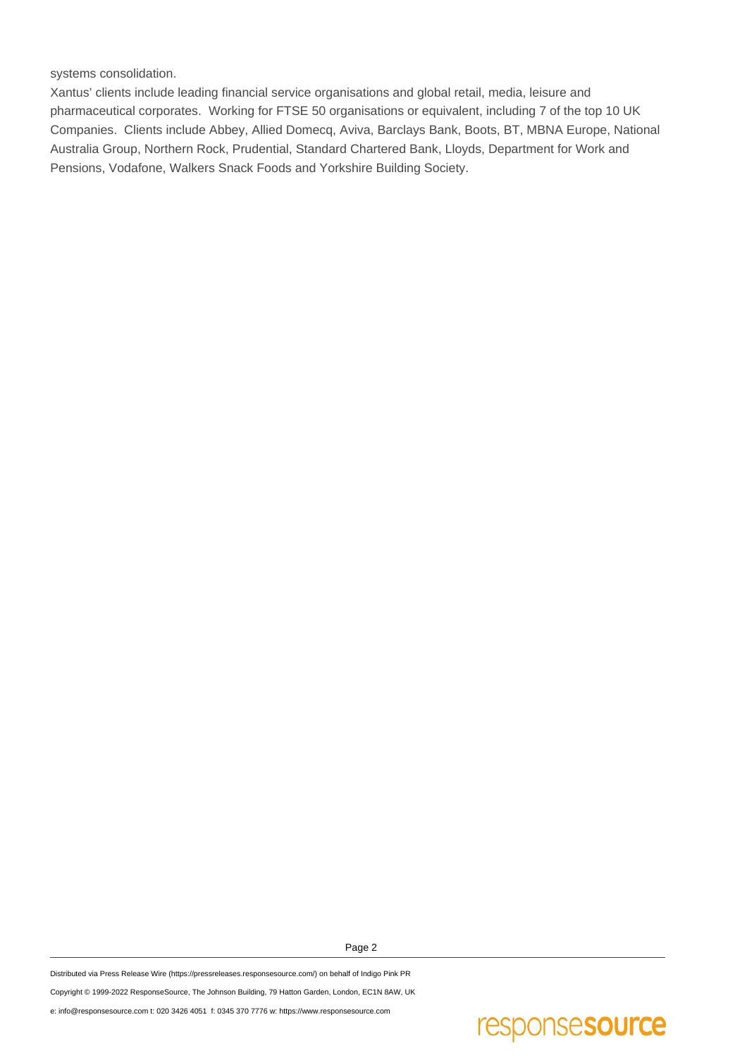systems consolidation.

Xantus' clients include leading financial service organisations and global retail, media, leisure and pharmaceutical corporates. Working for FTSE 50 organisations or equivalent, including 7 of the top 10 UK Companies. Clients include Abbey, Allied Domecq, Aviva, Barclays Bank, Boots, BT, MBNA Europe, National Australia Group, Northern Rock, Prudential, Standard Chartered Bank, Lloyds, Department for Work and Pensions, Vodafone, Walkers Snack Foods and Yorkshire Building Society.